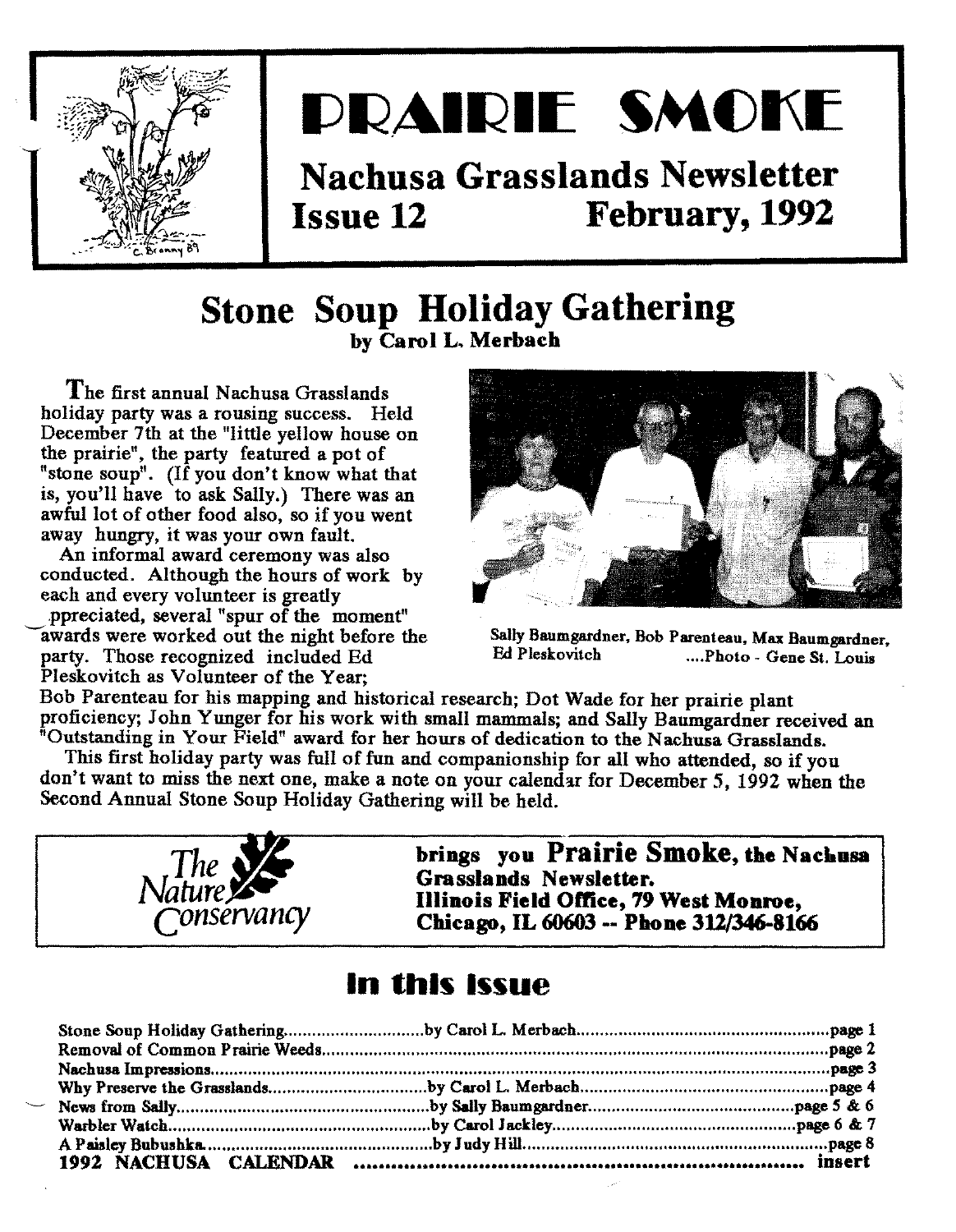# PRAIRIE SMOKE

## Nachusa Grasslands Newsletter
## Issue 12 February, 1992

# Stone Soup Holiday Gathering

**by Carol L. Merbach**

The first annual Nachusa Grasslands holiday party was a rousing success. Held December 7th at the "little yellow house on the prairie", the party featured a pot of "stone soup". (If you don't know what that is, you'll have to ask Sally.) There was an awful lot of other food also, so if you went away hungry, it was your own fault.

An informal award ceremony was also conducted. Although the hours of work by each and every volunteer is greatly appreciated, several "spur of the moment" awards were worked out the night before the party. Those recognized included Ed Pleskovitch as Volunteer of the Year; Bob Parenteau for his mapping and historical research; Dot Wade for her prairie plant proficiency; John Yunger for his work with small mammals; and Sally Baumgardner received an "Outstanding in Your Field" award for her hours of dedication to the Nachusa Grasslands.

Sally Baumgardner, Bob Parenteau, Max Baumgardner, Ed Pleskovitch ....Photo - Gene St. Louis

This first holiday party was full of fun and companionship for all who attended, so if you don't want to miss the next one, make a note on your calendar for December 5, 1992 when the Second Annual Stone Soup Holiday Gathering will be held.

The Nature Conservancy **brings you Prairie Smoke, the Nachusa Grasslands Newsletter. Illinois Field Office, 79 West Monroe, Chicago, IL 60603 -- Phone 312/346-8166**

## In this Issue

| Article | Author | Page |
|---|---|---|
| Stone Soup Holiday Gathering | by Carol L. Merbach | page 1 |
| Removal of Common Prairie Weeds | | page 2 |
| Nachusa Impressions | | page 3 |
| Why Preserve the Grasslands | by Carol L. Merbach | page 4 |
| News from Sally | by Sally Baumgardner | page 5 & 6 |
| Warbler Watch | by Carol Jackley | page 6 & 7 |
| A Paisley Bubushka | by Judy Hill | page 8 |
| **1992 NACHUSA CALENDAR** | | **insert** |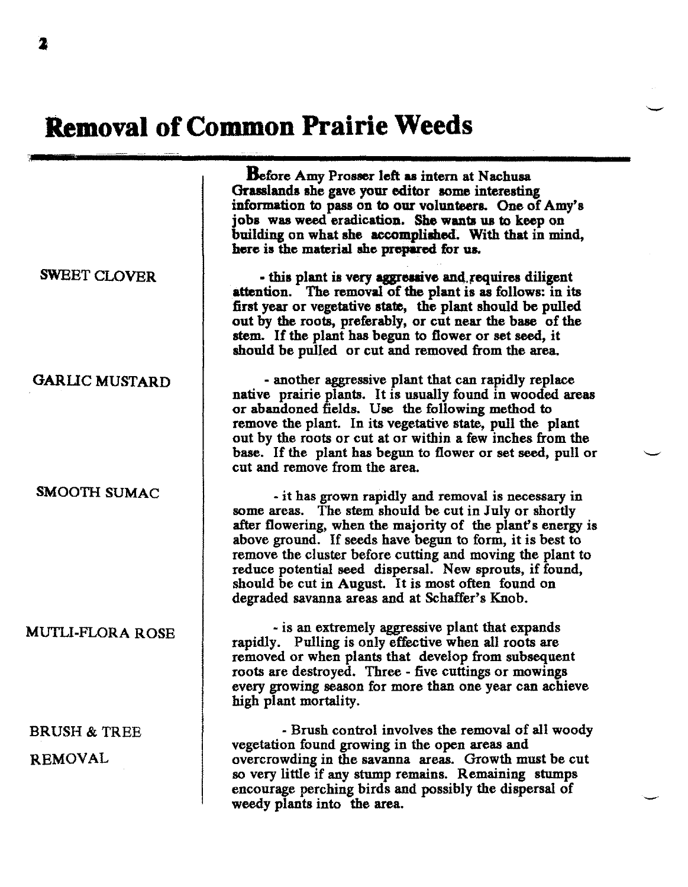# Removal of Common Prairie Weeds

**Before Amy Prosser left as intern at Nachusa Grasslands she gave your editor some interesting information to pass on to our volunteers. One of Amy's jobs was weed eradication. She wants us to keep on building on what she accomplished. With that in mind, here is the material she prepared for us.**

SWEET CLOVER

**- this plant is very aggressive and requires diligent attention. The removal of the plant is as follows: in its first year or vegetative state, the plant should be pulled out by the roots, preferably, or cut near the base of the stem. If the plant has begun to flower or set seed, it should be pulled or cut and removed from the area.**

GARLIC MUSTARD

- another aggressive plant that can rapidly replace native prairie plants. It is usually found in wooded areas or abandoned fields. Use the following method to remove the plant. In its vegetative state, pull the plant out by the roots or cut at or within a few inches from the base. If the plant has begun to flower or set seed, pull or cut and remove from the area.

SMOOTH SUMAC

- it has grown rapidly and removal is necessary in some areas. The stem should be cut in July or shortly after flowering, when the majority of the plant's energy is above ground. If seeds have begun to form, it is best to remove the cluster before cutting and moving the plant to reduce potential seed dispersal. New sprouts, if found, should be cut in August. It is most often found on degraded savanna areas and at Schaffer's Knob.

MUTLI-FLORA ROSE

- is an extremely aggressive plant that expands rapidly. Pulling is only effective when all roots are removed or when plants that develop from subsequent roots are destroyed. Three - five cuttings or mowings every growing season for more than one year can achieve high plant mortality.

BRUSH & TREE REMOVAL

- Brush control involves the removal of all woody vegetation found growing in the open areas and overcrowding in the savanna areas. Growth must be cut so very little if any stump remains. Remaining stumps encourage perching birds and possibly the dispersal of weedy plants into the area.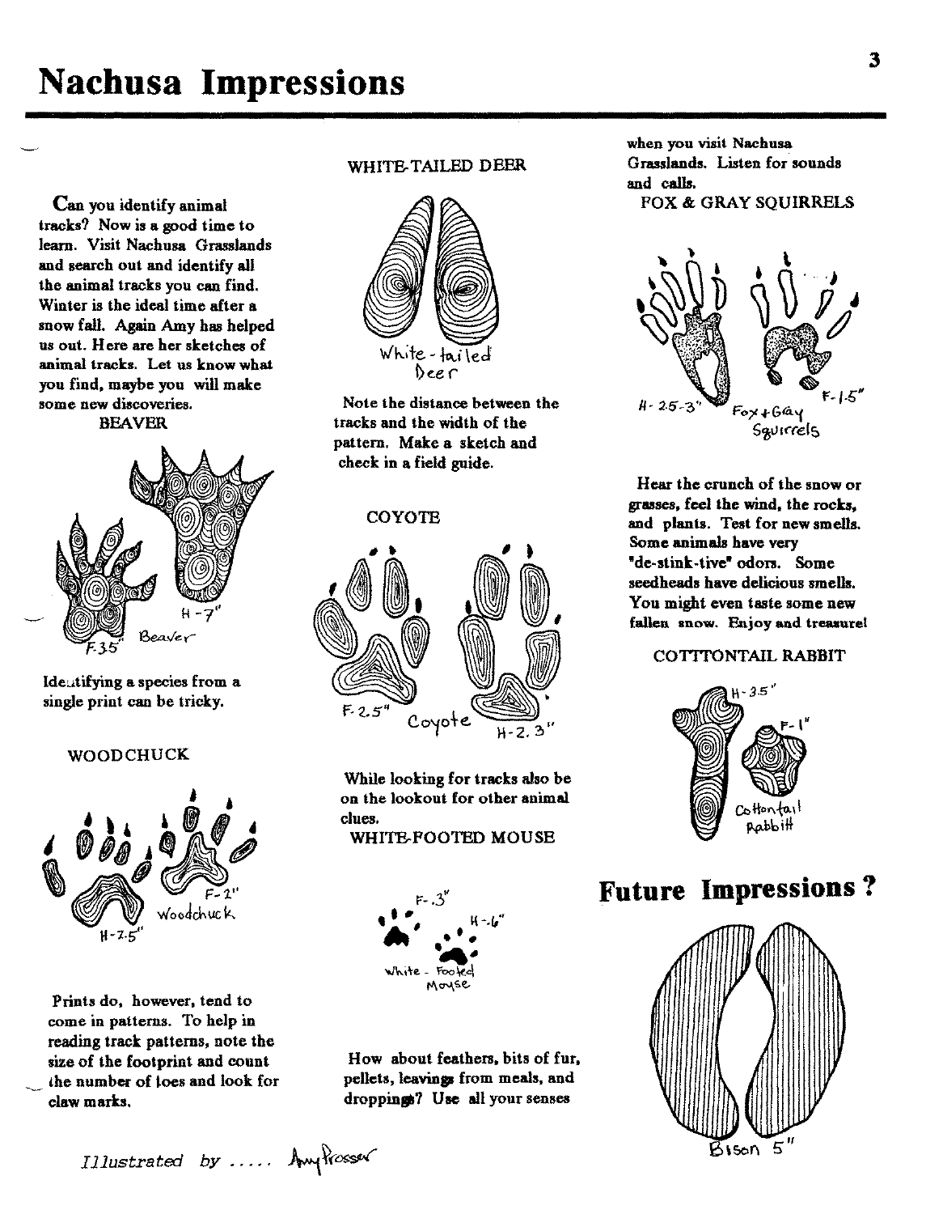# Nachusa Impressions

Can you identify animal tracks? Now is a good time to learn. Visit Nachusa Grasslands and search out and identify all the animal tracks you can find. Winter is the ideal time after a snow fall. Again Amy has helped us out. Here are her sketches of animal tracks. Let us know what you find, maybe you will make some new discoveries.

BEAVER

H - 7"

F 3.5" Beaver

Identifying a species from a single print can be tricky.

WOODCHUCK

F - 2"

Woodchuck

H - 2.5"

Prints do, however, tend to come in patterns. To help in reading track patterns, note the size of the footprint and count the number of toes and look for claw marks.

WHITE-TAILED DEER

White - tailed Deer

Note the distance between the tracks and the width of the pattern. Make a sketch and check in a field guide.

COYOTE

F- 2.5" Coyote H - 2.3"

While looking for tracks also be on the lookout for other animal clues.

WHITE-FOOTED MOUSE

F - .3"

H - .6"

White - Footed Mouse

How about feathers, bits of fur, pellets, leavings from meals, and droppings? Use all your senses when you visit Nachusa Grasslands. Listen for sounds and calls.

FOX & GRAY SQUIRRELS

H - 2.5-3" Fox + Gray Squirrels F - 1.5"

Hear the crunch of the snow or grasses, feel the wind, the rocks, and plants. Test for new smells. Some animals have very "de-stink-tive" odors. Some seedheads have delicious smells. You might even taste some new fallen snow. Enjoy and treasure!

COTTTONTAIL RABBIT

H - 3.5"

F - 1"

Cottontail Rabbit

# Future Impressions ?

Bison 5"

*Illustrated by .....* Amy Prosser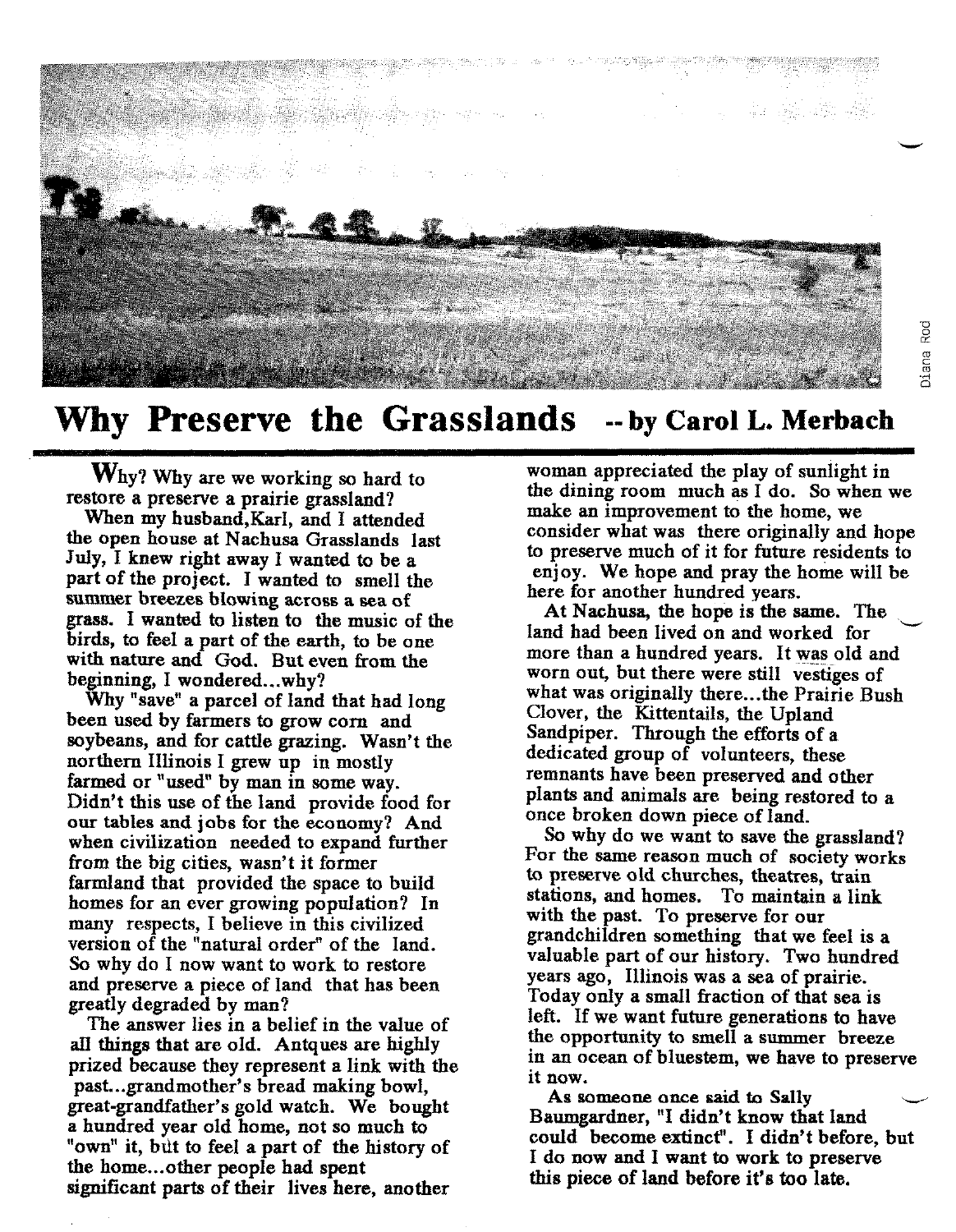# Why Preserve the Grasslands -- by Carol L. Merbach

Why? Why are we working so hard to restore a preserve a prairie grassland?

When my husband, Karl, and I attended the open house at Nachusa Grasslands last July, I knew right away I wanted to be a part of the project. I wanted to smell the summer breezes blowing across a sea of grass. I wanted to listen to the music of the birds, to feel a part of the earth, to be one with nature and God. But even from the beginning, I wondered...why?

Why "save" a parcel of land that had long been used by farmers to grow corn and soybeans, and for cattle grazing. Wasn't the northern Illinois I grew up in mostly farmed or "used" by man in some way. Didn't this use of the land provide food for our tables and jobs for the economy? And when civilization needed to expand further from the big cities, wasn't it former farmland that provided the space to build homes for an ever growing population? In many respects, I believe in this civilized version of the "natural order" of the land. So why do I now want to work to restore and preserve a piece of land that has been greatly degraded by man?

The answer lies in a belief in the value of all things that are old. Antques are highly prized because they represent a link with the past...grandmother's bread making bowl, great-grandfather's gold watch. We bought a hundred year old home, not so much to "own" it, but to feel a part of the history of the home...other people had spent significant parts of their lives here, another woman appreciated the play of sunlight in the dining room much as I do. So when we make an improvement to the home, we consider what was there originally and hope to preserve much of it for future residents to enjoy. We hope and pray the home will be here for another hundred years.

At Nachusa, the hope is the same. The land had been lived on and worked for more than a hundred years. It was old and worn out, but there were still vestiges of what was originally there...the Prairie Bush Clover, the Kittentails, the Upland Sandpiper. Through the efforts of a dedicated group of volunteers, these remnants have been preserved and other plants and animals are being restored to a once broken down piece of land.

So why do we want to save the grassland? For the same reason much of society works to preserve old churches, theatres, train stations, and homes. To maintain a link with the past. To preserve for our grandchildren something that we feel is a valuable part of our history. Two hundred years ago, Illinois was a sea of prairie. Today only a small fraction of that sea is left. If we want future generations to have the opportunity to smell a summer breeze in an ocean of bluestem, we have to preserve it now.

As someone once said to Sally Baumgardner, "I didn't know that land could become extinct". I didn't before, but I do now and I want to work to preserve this piece of land before it's too late.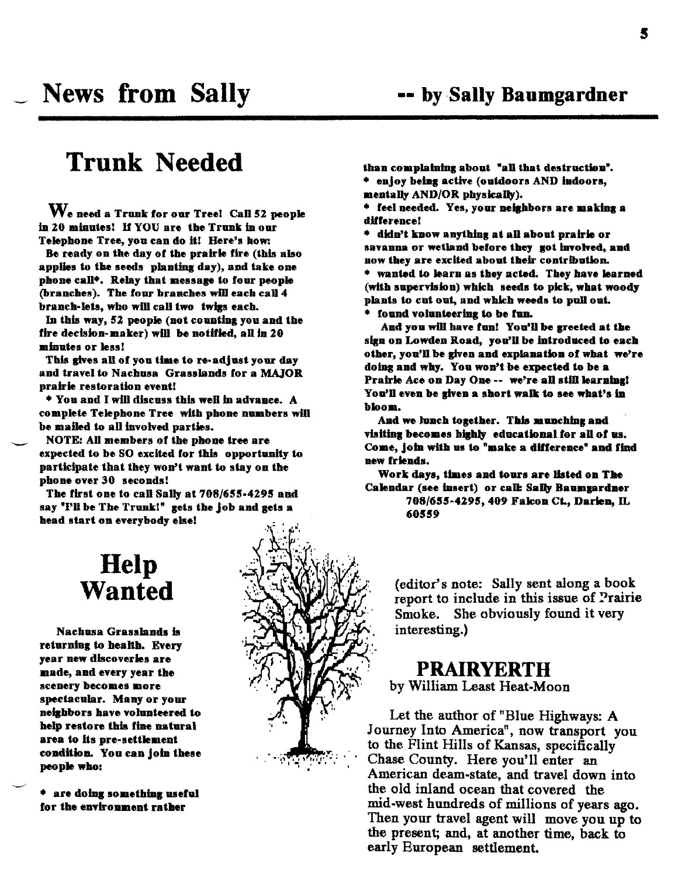# News from Sally

-- by Sally Baumgardner

## Trunk Needed

We need a Trunk for our Tree! Call 52 people in 20 minutes! If YOU are the Trunk in our Telephone Tree, you can do it! Here's how:

Be ready on the day of the prairie fire (this also applies to the seeds planting day), and take one phone call*. Relay that message to four people (branches). The four branches will each call 4 branch-lets, who will call two twigs each.

In this way, 52 people (not counting you and the fire decision-maker) will be notified, all in 20 minutes or less!

This gives all of you time to re-adjust your day and travel to Nachusa Grasslands for a MAJOR prairie restoration event!

* You and I will discuss this well in advance. A complete Telephone Tree with phone numbers will be mailed to all involved parties.

NOTE: All members of the phone tree are expected to be SO excited for this opportunity to participate that they won't want to stay on the phone over 30 seconds!

The first one to call Sally at 708/655-4295 and say "I'll be The Trunk!" gets the job and gets a head start on everybody else!

## Help Wanted

Nachusa Grasslands is returning to health. Every year new discoveries are made, and every year the scenery becomes more spectacular. Many or your neighbors have volunteered to help restore this fine natural area to its pre-settlement condition. You can join these people who:

* are doing something useful for the environment rather than complaining about "all that destruction".
* enjoy being active (outdoors AND indoors, mentally AND/OR physically).
* feel needed. Yes, your neighbors are making a difference!
* didn't know anything at all about prairie or savanna or wetland before they got involved, and now they are excited about their contribution.
* wanted to learn as they acted. They have learned (with supervision) which seeds to pick, what woody plants to cut out, and which weeds to pull out.
* found volunteering to be fun.

And you will have fun! You'll be greeted at the sign on Lowden Road, you'll be introduced to each other, you'll be given and explanation of what we're doing and why. You won't be expected to be a Prairie Ace on Day One -- we're all still learning! You'll even be given a short walk to see what's in bloom.

And we lunch together. This munching and visiting becomes highly educational for all of us. Come, join with us to "make a difference" and find new friends.

Work days, times and tours are listed on The Calendar (see insert) or call: Sally Baumgardner 708/655-4295, 409 Falcon Ct., Darien, IL 60559

(editor's note: Sally sent along a book report to include in this issue of Prairie Smoke. She obviously found it very interesting.)

## PRAIRYERTH

by William Least Heat-Moon

Let the author of "Blue Highways: A Journey Into America", now transport you to the Flint Hills of Kansas, specifically Chase County. Here you'll enter an American deam-state, and travel down into the old inland ocean that covered the mid-west hundreds of millions of years ago. Then your travel agent will move you up to the present; and, at another time, back to early European settlement.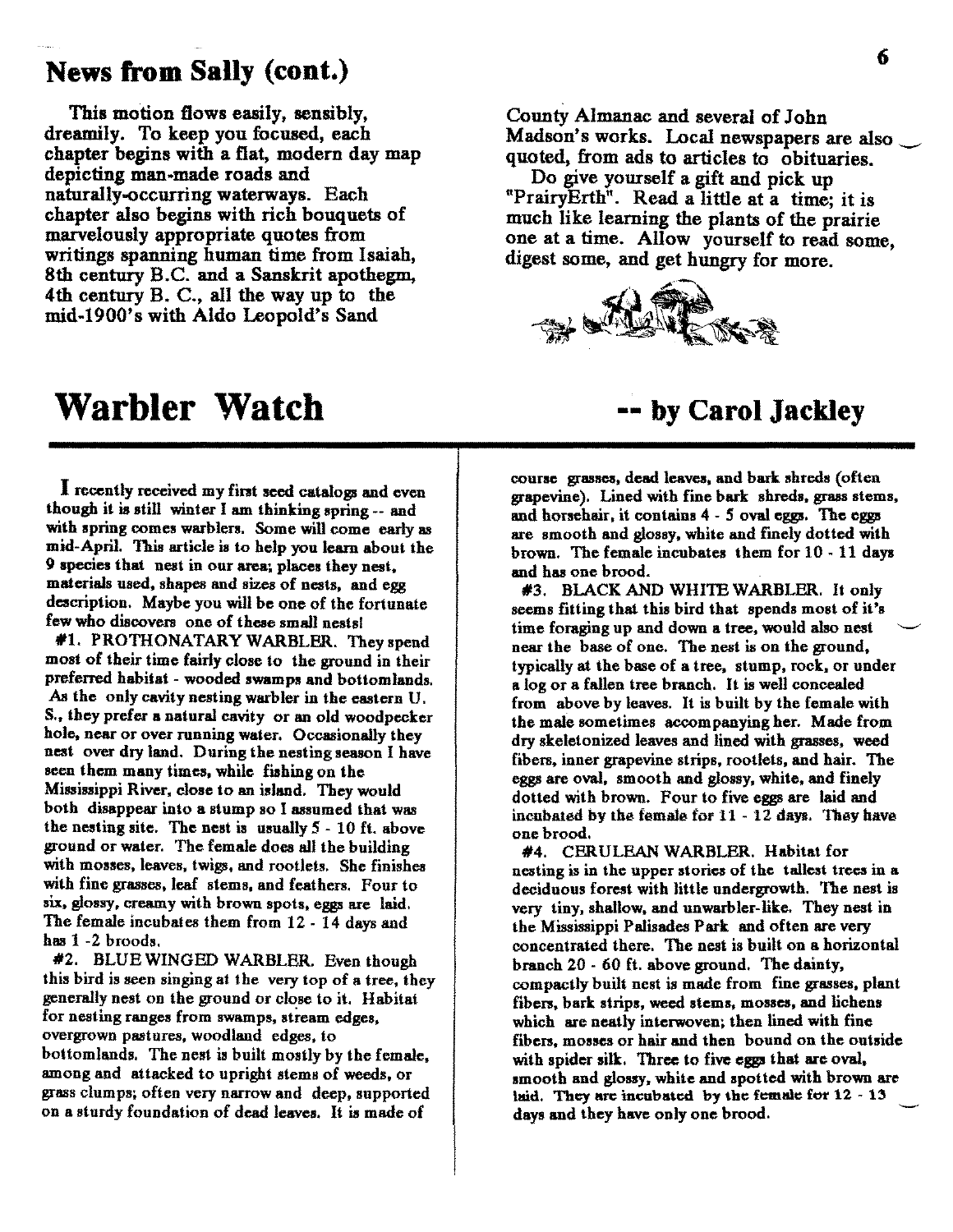## News from Sally (cont.)

This motion flows easily, sensibly, dreamily. To keep you focused, each chapter begins with a flat, modern day map depicting man-made roads and naturally-occurring waterways. Each chapter also begins with rich bouquets of marvelously appropriate quotes from writings spanning human time from Isaiah, 8th century B.C. and a Sanskrit apothegm, 4th century B. C., all the way up to the mid-1900's with Aldo Leopold's Sand County Almanac and several of John Madson's works. Local newspapers are also quoted, from ads to articles to obituaries.

Do give yourself a gift and pick up "PrairyErth". Read a little at a time; it is much like learning the plants of the prairie one at a time. Allow yourself to read some, digest some, and get hungry for more.

# Warbler Watch

**-- by Carol Jackley**

I recently received my first seed catalogs and even though it is still winter I am thinking spring -- and with spring comes warblers. Some will come early as mid-April. This article is to help you learn about the 9 species that nest in our area; places they nest, materials used, shapes and sizes of nests, and egg description. Maybe you will be one of the fortunate few who discovers one of these small nests!

#1. PROTHONATARY WARBLER. They spend most of their time fairly close to the ground in their preferred habitat - wooded swamps and bottomlands. As the only cavity nesting warbler in the eastern U. S., they prefer a natural cavity or an old woodpecker hole, near or over running water. Occasionally they nest over dry land. During the nesting season I have seen them many times, while fishing on the Mississippi River, close to an island. They would both disappear into a stump so I assumed that was the nesting site. The nest is usually 5 - 10 ft. above ground or water. The female does all the building with mosses, leaves, twigs, and rootlets. She finishes with fine grasses, leaf stems, and feathers. Four to six, glossy, creamy with brown spots, eggs are laid. The female incubates them from 12 - 14 days and has 1 -2 broods.

#2. BLUE WINGED WARBLER. Even though this bird is seen singing at the very top of a tree, they generally nest on the ground or close to it. Habitat for nesting ranges from swamps, stream edges, overgrown pastures, woodland edges, to bottomlands. The nest is built mostly by the female, among and attacked to upright stems of weeds, or grass clumps; often very narrow and deep, supported on a sturdy foundation of dead leaves. It is made of course grasses, dead leaves, and bark shreds (often grapevine). Lined with fine bark shreds, grass stems, and horsehair, it contains 4 - 5 oval eggs. The eggs are smooth and glossy, white and finely dotted with brown. The female incubates them for 10 - 11 days and has one brood.

#3. BLACK AND WHITE WARBLER. It only seems fitting that this bird that spends most of it's time foraging up and down a tree, would also nest near the base of one. The nest is on the ground, typically at the base of a tree, stump, rock, or under a log or a fallen tree branch. It is well concealed from above by leaves. It is built by the female with the male sometimes accompanying her. Made from dry skeletonized leaves and lined with grasses, weed fibers, inner grapevine strips, rootlets, and hair. The eggs are oval, smooth and glossy, white, and finely dotted with brown. Four to five eggs are laid and incubated by the female for 11 - 12 days. They have one brood.

#4. CERULEAN WARBLER. Habitat for nesting is in the upper stories of the tallest trees in a deciduous forest with little undergrowth. The nest is very tiny, shallow, and unwarbler-like. They nest in the Mississippi Palisades Park and often are very concentrated there. The nest is built on a horizontal branch 20 - 60 ft. above ground. The dainty, compactly built nest is made from fine grasses, plant fibers, bark strips, weed stems, mosses, and lichens which are neatly interwoven; then lined with fine fibers, mosses or hair and then bound on the outside with spider silk. Three to five eggs that are oval, smooth and glossy, white and spotted with brown are laid. They are incubated by the female for 12 - 13 days and they have only one brood.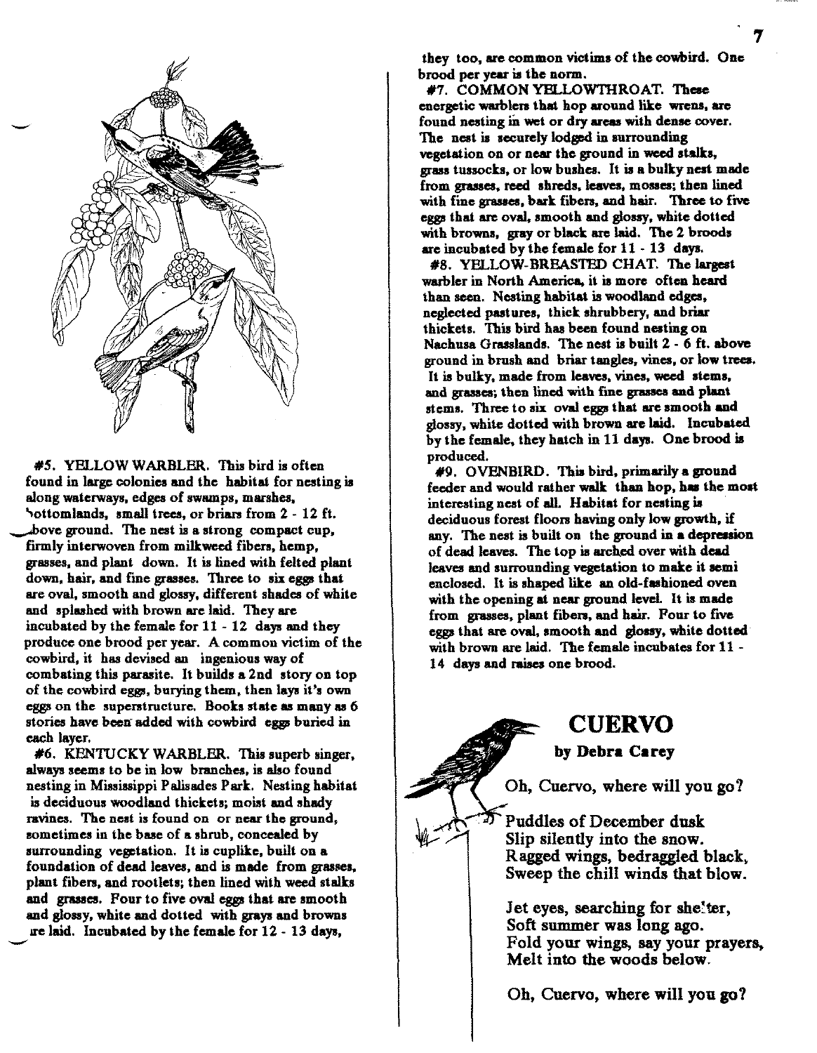#5. YELLOW WARBLER. This bird is often found in large colonies and the habitat for nesting is along waterways, edges of swamps, marshes, bottomlands, small trees, or briars from 2 - 12 ft. above ground. The nest is a strong compact cup, firmly interwoven from milkweed fibers, hemp, grasses, and plant down. It is lined with felted plant down, hair, and fine grasses. Three to six eggs that are oval, smooth and glossy, different shades of white and splashed with brown are laid. They are incubated by the female for 11 - 12 days and they produce one brood per year. A common victim of the cowbird, it has devised an ingenious way of combating this parasite. It builds a 2nd story on top of the cowbird eggs, burying them, then lays it's own eggs on the superstructure. Books state as many as 6 stories have been added with cowbird eggs buried in each layer.

#6. KENTUCKY WARBLER. This superb singer, always seems to be in low branches, is also found nesting in Mississippi Palisades Park. Nesting habitat is deciduous woodland thickets; moist and shady ravines. The nest is found on or near the ground, sometimes in the base of a shrub, concealed by surrounding vegetation. It is cuplike, built on a foundation of dead leaves, and is made from grasses, plant fibers, and rootlets; then lined with weed stalks and grasses. Four to five oval eggs that are smooth and glossy, white and dotted with grays and browns are laid. Incubated by the female for 12 - 13 days, they too, are common victims of the cowbird. One brood per year is the norm.

#7. COMMON YELLOWTHROAT. These energetic warblers that hop around like wrens, are found nesting in wet or dry areas with dense cover. The nest is securely lodged in surrounding vegetation on or near the ground in weed stalks, grass tussocks, or low bushes. It is a bulky nest made from grasses, reed shreds, leaves, mosses; then lined with fine grasses, bark fibers, and hair. Three to five eggs that are oval, smooth and glossy, white dotted with browns, gray or black are laid. The 2 broods are incubated by the female for 11 - 13 days.

#8. YELLOW-BREASTED CHAT. The largest warbler in North America, it is more often heard than seen. Nesting habitat is woodland edges, neglected pastures, thick shrubbery, and briar thickets. This bird has been found nesting on Nachusa Grasslands. The nest is built 2 - 6 ft. above ground in brush and briar tangles, vines, or low trees. It is bulky, made from leaves, vines, weed stems, and grasses; then lined with fine grasses and plant stems. Three to six oval eggs that are smooth and glossy, white dotted with brown are laid. Incubated by the female, they hatch in 11 days. One brood is produced.

#9. OVENBIRD. This bird, primarily a ground feeder and would rather walk than hop, has the most interesting nest of all. Habitat for nesting is deciduous forest floors having only low growth, if any. The nest is built on the ground in a depression of dead leaves. The top is arched over with dead leaves and surrounding vegetation to make it semi enclosed. It is shaped like an old-fashioned oven with the opening at near ground level. It is made from grasses, plant fibers, and hair. Four to five eggs that are oval, smooth and glossy, white dotted with brown are laid. The female incubates for 11 - 14 days and raises one brood.

## CUERVO

**by Debra Carey**

Oh, Cuervo, where will you go?

Puddles of December dusk
Slip silently into the snow.
Ragged wings, bedraggled black,
Sweep the chill winds that blow.

Jet eyes, searching for shelter,
Soft summer was long ago.
Fold your wings, say your prayers,
Melt into the woods below.

Oh, Cuervo, where will you go?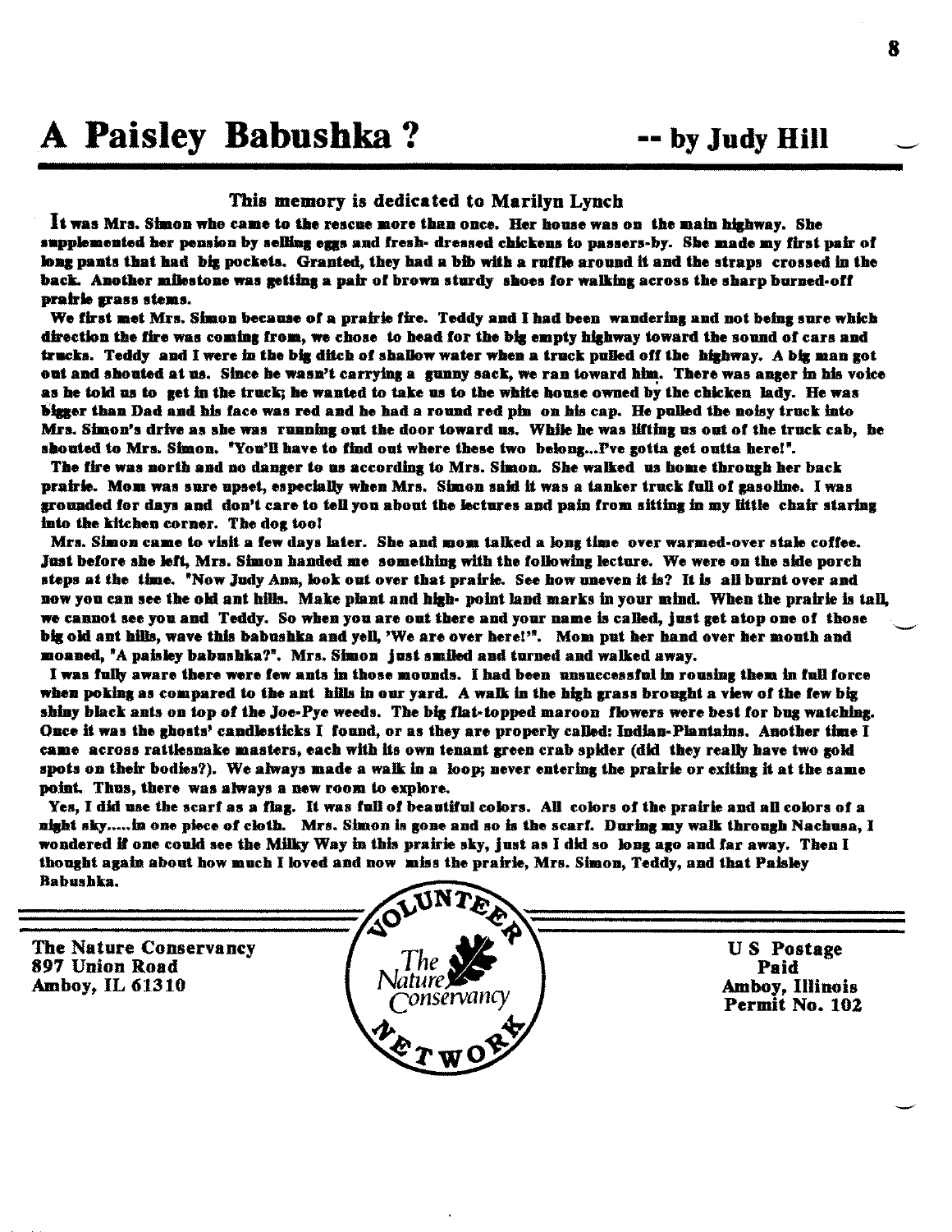# A Paisley Babushka ? -- by Judy Hill

### This memory is dedicated to Marilyn Lynch

It was Mrs. Simon who came to the rescue more than once. Her house was on the main highway. She supplemented her pension by selling eggs and fresh- dressed chickens to passers-by. She made my first pair of long pants that had big pockets. Granted, they had a bib with a ruffle around it and the straps crossed in the back. Another milestone was getting a pair of brown sturdy shoes for walking across the sharp burned-off prairie grass stems.

We first met Mrs. Simon because of a prairie fire. Teddy and I had been wandering and not being sure which direction the fire was coming from, we chose to head for the big empty highway toward the sound of cars and trucks. Teddy and I were in the big ditch of shallow water when a truck pulled off the highway. A big man got out and shouted at us. Since he wasn't carrying a gunny sack, we ran toward him. There was anger in his voice as he told us to get in the truck; he wanted to take us to the white house owned by the chicken lady. He was bigger than Dad and his face was red and he had a round red pin on his cap. He pulled the noisy truck into Mrs. Simon's drive as she was running out the door toward us. While he was lifting us out of the truck cab, he shouted to Mrs. Simon. "You'll have to find out where these two belong...I've gotta get outta here!".

The fire was north and no danger to us according to Mrs. Simon. She walked us home through her back prairie. Mom was sure upset, especially when Mrs. Simon said it was a tanker truck full of gasoline. I was grounded for days and don't care to tell you about the lectures and pain from sitting in my little chair staring into the kitchen corner. The dog too!

Mrs. Simon came to visit a few days later. She and mom talked a long time over warmed-over stale coffee. Just before she left, Mrs. Simon handed me something with the following lecture. We were on the side porch steps at the time. "Now Judy Ann, look out over that prairie. See how uneven it is? It is all burnt over and now you can see the old ant hills. Make plant and high- point land marks in your mind. When the prairie is tall, we cannot see you and Teddy. So when you are out there and your name is called, just get atop one of those big old ant hills, wave this babushka and yell, 'We are over here!'". Mom put her hand over her mouth and moaned, "A paisley babushka?". Mrs. Simon just smiled and turned and walked away.

I was fully aware there were few ants in those mounds. I had been unsuccessful in rousing them in full force when poking as compared to the ant hills in our yard. A walk in the high grass brought a view of the few big shiny black ants on top of the Joe-Pye weeds. The big flat-topped maroon flowers were best for bug watching. Once it was the ghosts' candlesticks I found, or as they are properly called: Indian-Plantains. Another time I came across rattlesnake masters, each with its own tenant green crab spider (did they really have two gold spots on their bodies?). We always made a walk in a loop; never entering the prairie or exiting it at the same point. Thus, there was always a new room to explore.

Yes, I did use the scarf as a flag. It was full of beautiful colors. All colors of the prairie and all colors of a night sky.....in one piece of cloth. Mrs. Simon is gone and so is the scarf. During my walk through Nachusa, I wondered if one could see the Milky Way in this prairie sky, just as I did so long ago and far away. Then I thought again about how much I loved and now miss the prairie, Mrs. Simon, Teddy, and that Paisley Babushka.

---

The Nature Conservancy
897 Union Road
Amboy, IL 61310

VOLUNTEER NETWORK — The Nature Conservancy

U S Postage
Paid
Amboy, Illinois
Permit No. 102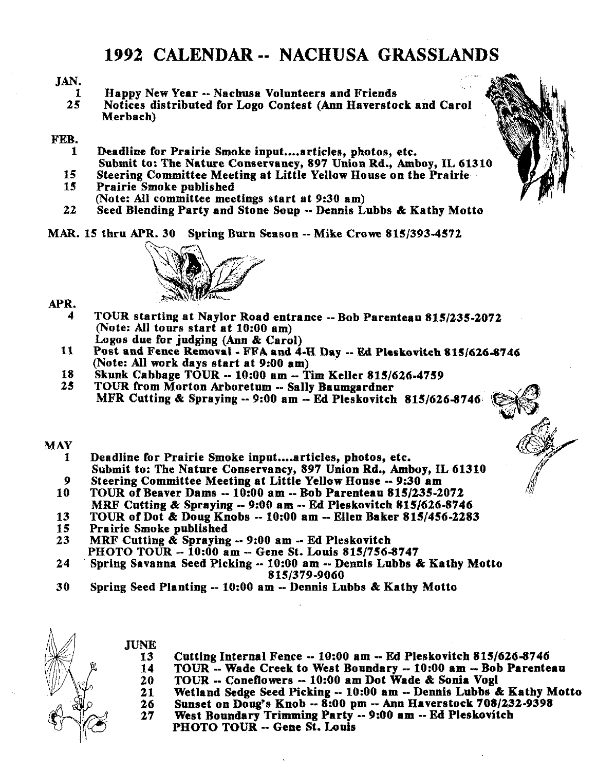# 1992 CALENDAR -- NACHUSA GRASSLANDS

**JAN.**

- **1** Happy New Year -- Nachusa Volunteers and Friends
- **25** Notices distributed for Logo Contest (Ann Haverstock and Carol Merbach)

**FEB.**

- **1** Deadline for Prairie Smoke input....articles, photos, etc.
  Submit to: The Nature Conservancy, 897 Union Rd., Amboy, IL 61310
- **15** Steering Committee Meeting at Little Yellow House on the Prairie
- **15** Prairie Smoke published
  (Note: All committee meetings start at 9:30 am)
- **22** Seed Blending Party and Stone Soup -- Dennis Lubbs & Kathy Motto

**MAR. 15 thru APR. 30** Spring Burn Season -- Mike Crowe 815/393-4572

**APR.**

- **4** TOUR starting at Naylor Road entrance -- Bob Parenteau 815/235-2072
  (Note: All tours start at 10:00 am)
  Logos due for judging (Ann & Carol)
- **11** Post and Fence Removal - FFA and 4-H Day -- Ed Pleskovitch 815/626-8746
  (Note: All work days start at 9:00 am)
- **18** Skunk Cabbage TOUR -- 10:00 am -- Tim Keller 815/626-4759
- **25** TOUR from Morton Arboretum -- Sally Baumgardner
  MFR Cutting & Spraying -- 9:00 am -- Ed Pleskovitch 815/626-8746

**MAY**

- **1** Deadline for Prairie Smoke input....articles, photos, etc.
  Submit to: The Nature Conservancy, 897 Union Rd., Amboy, IL 61310
- **9** Steering Committee Meeting at Little Yellow House -- 9:30 am
- **10** TOUR of Beaver Dams -- 10:00 am -- Bob Parenteau 815/235-2072
  MRF Cutting & Spraying -- 9:00 am -- Ed Pleskovitch 815/626-8746
- **13** TOUR of Dot & Doug Knobs -- 10:00 am -- Ellen Baker 815/456-2283
- **15** Prairie Smoke published
- **23** MRF Cutting & Spraying -- 9:00 am -- Ed Pleskovitch
  PHOTO TOUR -- 10:00 am -- Gene St. Louis 815/756-8747
- **24** Spring Savanna Seed Picking -- 10:00 am -- Dennis Lubbs & Kathy Motto 815/379-9060
- **30** Spring Seed Planting -- 10:00 am -- Dennis Lubbs & Kathy Motto

**JUNE**

- **13** Cutting Internal Fence -- 10:00 am -- Ed Pleskovitch 815/626-8746
- **14** TOUR -- Wade Creek to West Boundary -- 10:00 am -- Bob Parenteau
- **20** TOUR -- Coneflowers -- 10:00 am Dot Wade & Sonia Vogl
- **21** Wetland Sedge Seed Picking -- 10:00 am -- Dennis Lubbs & Kathy Motto
- **26** Sunset on Doug's Knob -- 8:00 pm -- Ann Haverstock 708/232-9398
- **27** West Boundary Trimming Party -- 9:00 am -- Ed Pleskovitch
  PHOTO TOUR -- Gene St. Louis